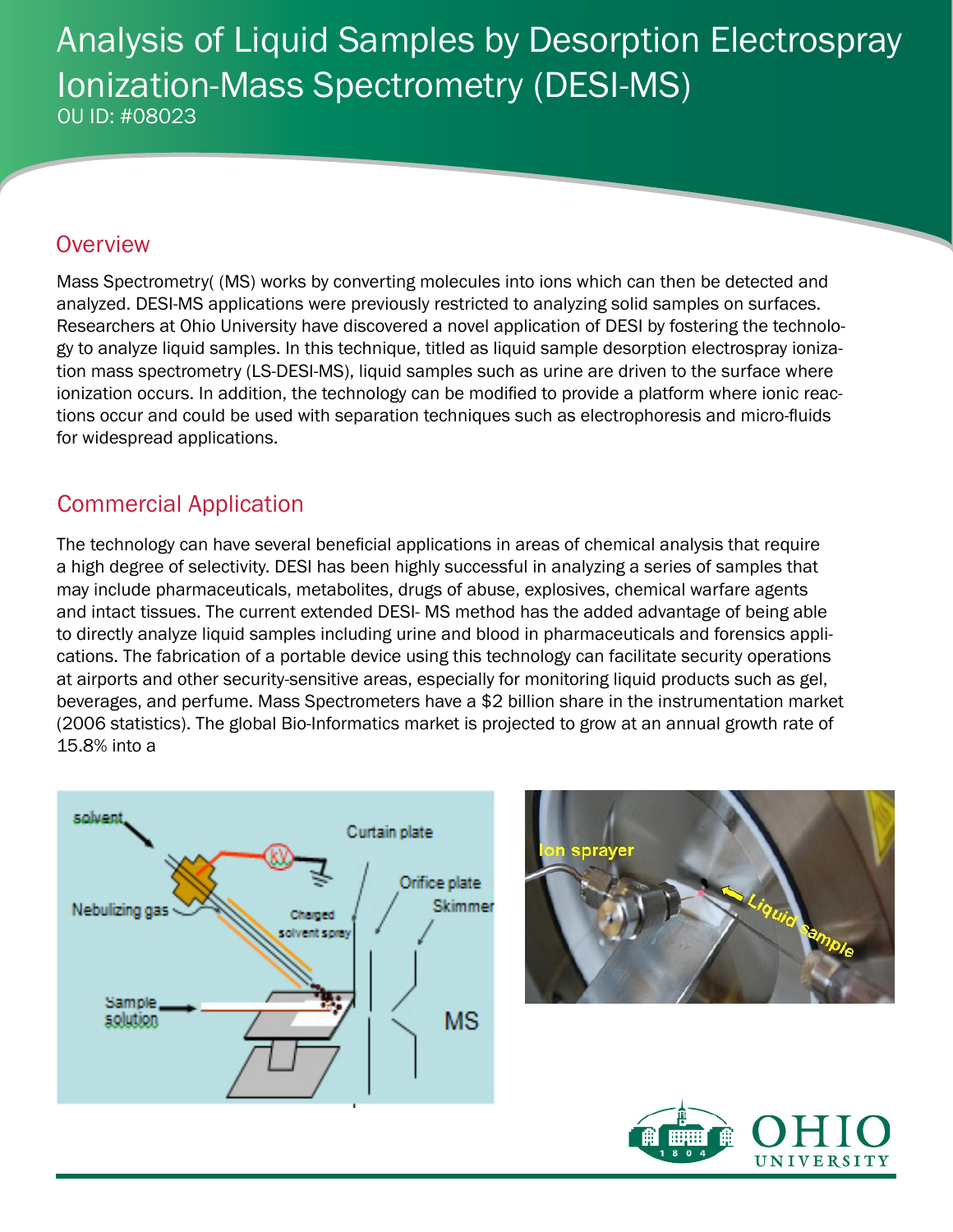# Analysis of Liquid Samples by Desorption Electrospray Ionization-Mass Spectrometry (DESI-MS)

OU ID: #08023

## Overview

Mass Spectrometry( (MS) works by converting molecules into ions which can then be detected and analyzed. DESI-MS applications were previously restricted to analyzing solid samples on surfaces. Researchers at Ohio University have discovered a novel application of DESI by fostering the technology to analyze liquid samples. In this technique, titled as liquid sample desorption electrospray ionization mass spectrometry (LS-DESI-MS), liquid samples such as urine are driven to the surface where ionization occurs. In addition, the technology can be modified to provide a platform where ionic reactions occur and could be used with separation techniques such as electrophoresis and micro-fluids for widespread applications.

## Commercial Application

The technology can have several beneficial applications in areas of chemical analysis that require a high degree of selectivity. DESI has been highly successful in analyzing a series of samples that may include pharmaceuticals, metabolites, drugs of abuse, explosives, chemical warfare agents and intact tissues. The current extended DESI- MS method has the added advantage of being able to directly analyze liquid samples including urine and blood in pharmaceuticals and forensics applications. The fabrication of a portable device using this technology can facilitate security operations at airports and other security-sensitive areas, especially for monitoring liquid products such as gel, beverages, and perfume. Mass Spectrometers have a $2 billion share in the instrumentation market (2006 statistics). The global Bio-Informatics market is projected to grow at an annual growth rate of 15.8% into a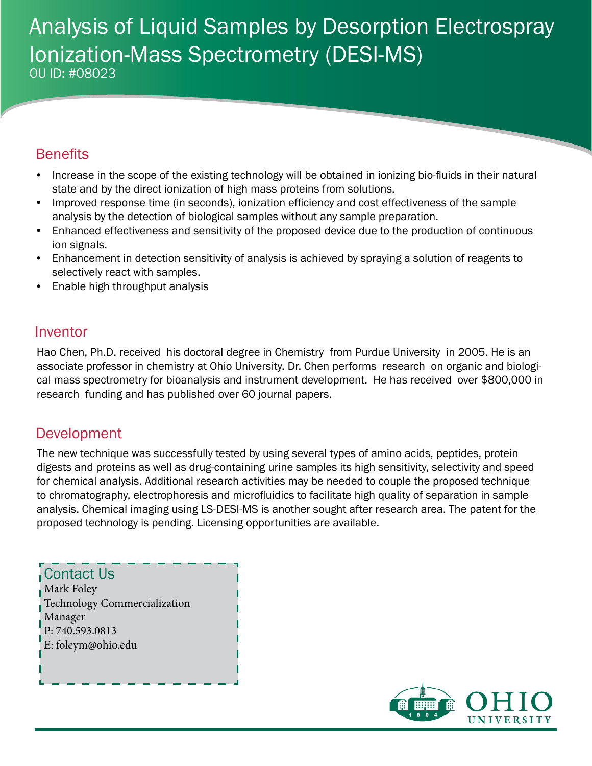# Analysis of Liquid Samples by Desorption Electrospray Ionization-Mass Spectrometry (DESI-MS)

OU ID: #08023

## Benefits

- Increase in the scope of the existing technology will be obtained in ionizing bio-fluids in their natural state and by the direct ionization of high mass proteins from solutions.
- Improved response time (in seconds), ionization efficiency and cost effectiveness of the sample analysis by the detection of biological samples without any sample preparation.
- Enhanced effectiveness and sensitivity of the proposed device due to the production of continuous ion signals.
- Enhancement in detection sensitivity of analysis is achieved by spraying a solution of reagents to selectively react with samples.
- Enable high throughput analysis

## Inventor

Hao Chen, Ph.D. received his doctoral degree in Chemistry from Purdue University in 2005. He is an associate professor in chemistry at Ohio University. Dr. Chen performs research on organic and biological mass spectrometry for bioanalysis and instrument development. He has received over $800,000 in research funding and has published over 60 journal papers.

## Development

The new technique was successfully tested by using several types of amino acids, peptides, protein digests and proteins as well as drug-containing urine samples its high sensitivity, selectivity and speed for chemical analysis. Additional research activities may be needed to couple the proposed technique to chromatography, electrophoresis and microfluidics to facilitate high quality of separation in sample analysis. Chemical imaging using LS-DESI-MS is another sought after research area. The patent for the proposed technology is pending. Licensing opportunities are available.

## Contact Us

Mark Foley
Technology Commercialization Manager
P: 740.593.0813
E: foleym@ohio.edu

OHIO UNIVERSITY